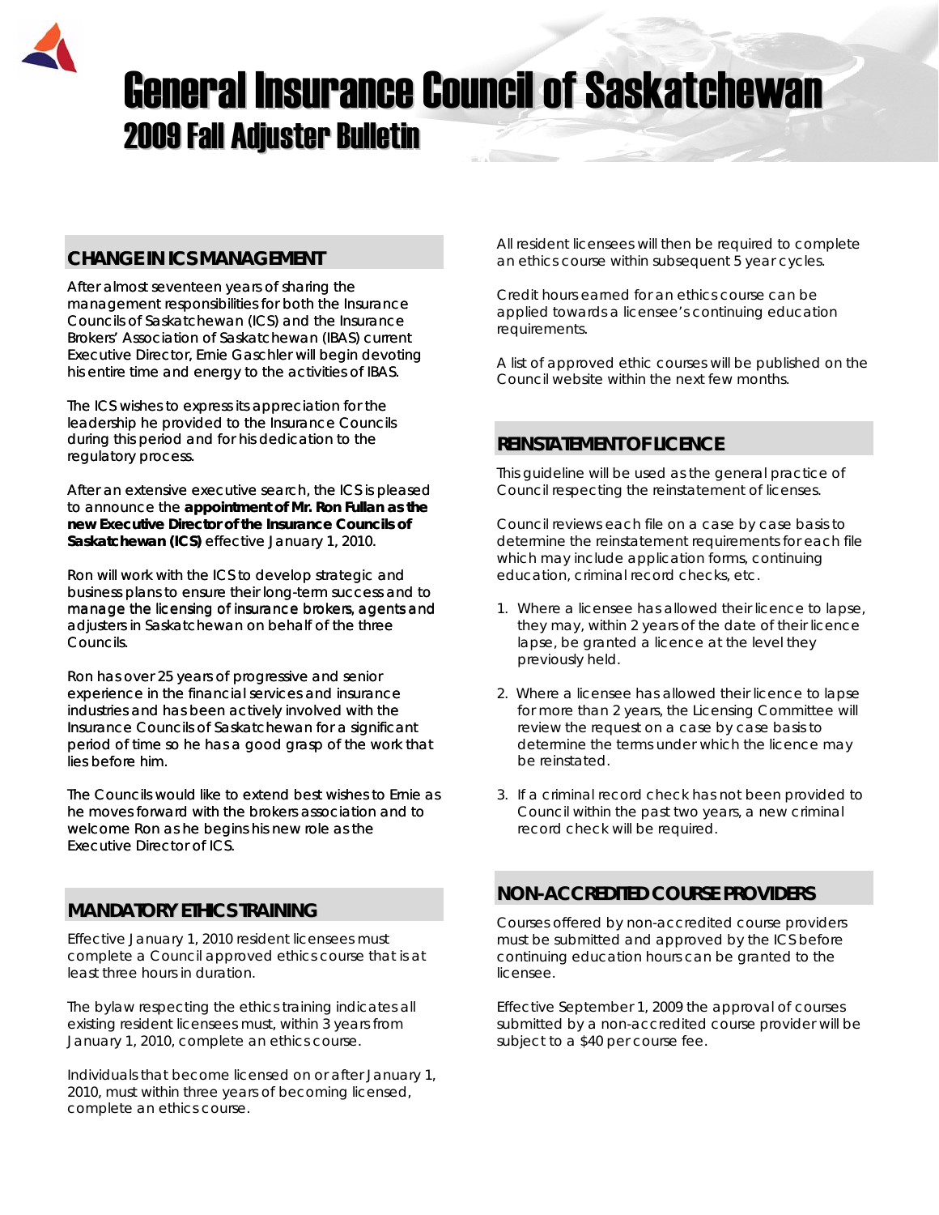# General Insurance Council of Saskatchewan

## 2009 Fall Adjuster Bulletin

### CHANGE IN ICS MANAGEMENT

After almost seventeen years of sharing the management responsibilities for both the Insurance Councils of Saskatchewan (ICS) and the Insurance Brokers' Association of Saskatchewan (IBAS) current Executive Director, Ernie Gaschler will begin devoting his entire time and energy to the activities of IBAS.

The ICS wishes to express its appreciation for the leadership he provided to the Insurance Councils during this period and for his dedication to the regulatory process.

After an extensive executive search, the ICS is pleased to announce the **appointment of Mr. Ron Fullan as the new Executive Director of the Insurance Councils of Saskatchewan (ICS)** effective January 1, 2010.

Ron will work with the ICS to develop strategic and business plans to ensure their long-term success and to manage the licensing of insurance brokers, agents and adjusters in Saskatchewan on behalf of the three Councils.

Ron has over 25 years of progressive and senior experience in the financial services and insurance industries and has been actively involved with the Insurance Councils of Saskatchewan for a significant period of time so he has a good grasp of the work that lies before him.

The Councils would like to extend best wishes to Ernie as he moves forward with the brokers association and to welcome Ron as he begins his new role as the Executive Director of ICS.

### MANDATORY ETHICS TRAINING

Effective January 1, 2010 resident licensees must complete a Council approved ethics course that is at least three hours in duration.

The bylaw respecting the ethics training indicates all existing resident licensees must, within 3 years from January 1, 2010, complete an ethics course.

Individuals that become licensed on or after January 1, 2010, must within three years of becoming licensed, complete an ethics course.

All resident licensees will then be required to complete an ethics course within subsequent 5 year cycles.

Credit hours earned for an ethics course can be applied towards a licensee's continuing education requirements.

A list of approved ethic courses will be published on the Council website within the next few months.

### REINSTATEMENT OF LICENCE

This guideline will be used as the general practice of Council respecting the reinstatement of licenses.

Council reviews each file on a case by case basis to determine the reinstatement requirements for each file which may include application forms, continuing education, criminal record checks, etc.

1. Where a licensee has allowed their licence to lapse, they may, within 2 years of the date of their licence lapse, be granted a licence at the level they previously held.
2. Where a licensee has allowed their licence to lapse for more than 2 years, the Licensing Committee will review the request on a case by case basis to determine the terms under which the licence may be reinstated.
3. If a criminal record check has not been provided to Council within the past two years, a new criminal record check will be required.

### NON-ACCREDITED COURSE PROVIDERS

Courses offered by non-accredited course providers must be submitted and approved by the ICS before continuing education hours can be granted to the licensee.

Effective September 1, 2009 the approval of courses submitted by a non-accredited course provider will be subject to a $40 per course fee.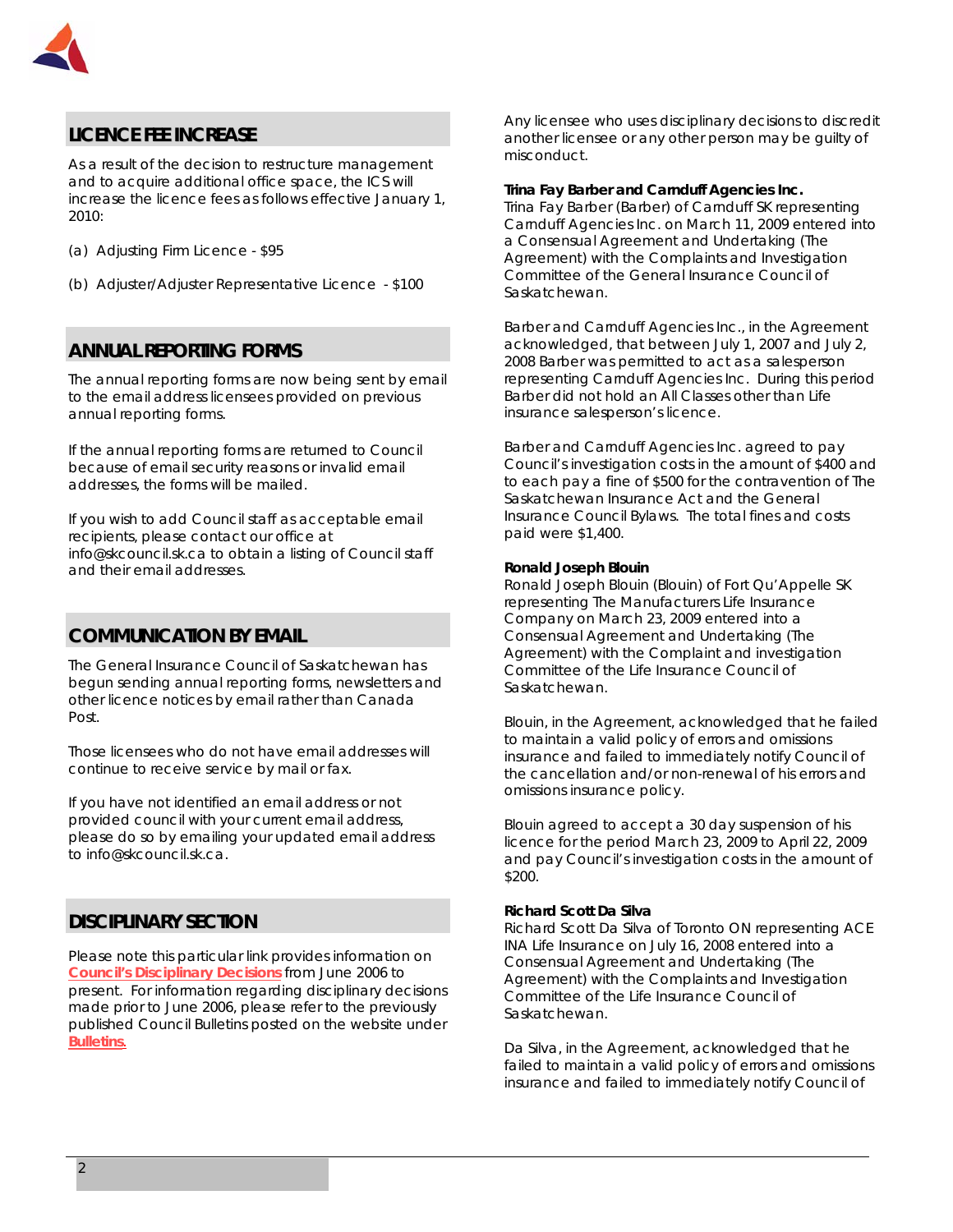## LICENCE FEE INCREASE

As a result of the decision to restructure management and to acquire additional office space, the ICS will increase the licence fees as follows effective January 1, 2010:

(a) Adjusting Firm Licence - $95

(b) Adjuster/Adjuster Representative Licence - $100

## ANNUAL REPORTING FORMS

The annual reporting forms are now being sent by email to the email address licensees provided on previous annual reporting forms.

If the annual reporting forms are returned to Council because of email security reasons or invalid email addresses, the forms will be mailed.

If you wish to add Council staff as acceptable email recipients, please contact our office at info@skcouncil.sk.ca to obtain a listing of Council staff and their email addresses.

## COMMUNICATION BY EMAIL

The General Insurance Council of Saskatchewan has begun sending annual reporting forms, newsletters and other licence notices by email rather than Canada Post.

Those licensees who do not have email addresses will continue to receive service by mail or fax.

If you have not identified an email address or not provided council with your current email address, please do so by emailing your updated email address to info@skcouncil.sk.ca.

## DISCIPLINARY SECTION

Please note this particular link provides information on **Council's Disciplinary Decisions** from June 2006 to present. For information regarding disciplinary decisions made prior to June 2006, please refer to the previously published Council Bulletins posted on the website under **Bulletins**.

Any licensee who uses disciplinary decisions to discredit another licensee or any other person may be guilty of misconduct.

**Trina Fay Barber and Carnduff Agencies Inc.**
Trina Fay Barber (Barber) of Carnduff SK representing Carnduff Agencies Inc. on March 11, 2009 entered into a Consensual Agreement and Undertaking (The Agreement) with the Complaints and Investigation Committee of the General Insurance Council of Saskatchewan.

Barber and Carnduff Agencies Inc., in the Agreement acknowledged, that between July 1, 2007 and July 2, 2008 Barber was permitted to act as a salesperson representing Carnduff Agencies Inc. During this period Barber did not hold an All Classes other than Life insurance salesperson's licence.

Barber and Carnduff Agencies Inc. agreed to pay Council's investigation costs in the amount of $400 and to each pay a fine of $500 for the contravention of The Saskatchewan Insurance Act and the General Insurance Council Bylaws. The total fines and costs paid were $1,400.

**Ronald Joseph Blouin**
Ronald Joseph Blouin (Blouin) of Fort Qu'Appelle SK representing The Manufacturers Life Insurance Company on March 23, 2009 entered into a Consensual Agreement and Undertaking (The Agreement) with the Complaint and investigation Committee of the Life Insurance Council of Saskatchewan.

Blouin, in the Agreement, acknowledged that he failed to maintain a valid policy of errors and omissions insurance and failed to immediately notify Council of the cancellation and/or non-renewal of his errors and omissions insurance policy.

Blouin agreed to accept a 30 day suspension of his licence for the period March 23, 2009 to April 22, 2009 and pay Council's investigation costs in the amount of $200.

**Richard Scott Da Silva**
Richard Scott Da Silva of Toronto ON representing ACE INA Life Insurance on July 16, 2008 entered into a Consensual Agreement and Undertaking (The Agreement) with the Complaints and Investigation Committee of the Life Insurance Council of Saskatchewan.

Da Silva, in the Agreement, acknowledged that he failed to maintain a valid policy of errors and omissions insurance and failed to immediately notify Council of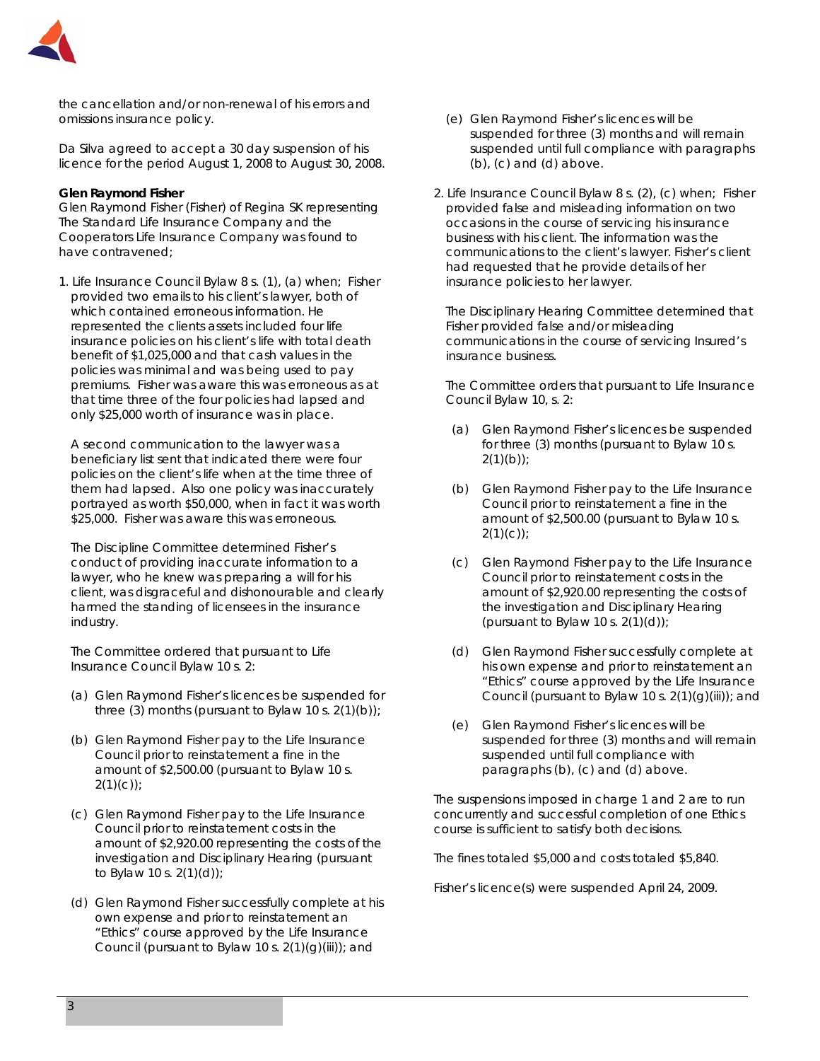the cancellation and/or non-renewal of his errors and omissions insurance policy.

Da Silva agreed to accept a 30 day suspension of his licence for the period August 1, 2008 to August 30, 2008.

**Glen Raymond Fisher**

Glen Raymond Fisher (Fisher) of Regina SK representing The Standard Life Insurance Company and the Cooperators Life Insurance Company was found to have contravened;

1. Life Insurance Council Bylaw 8 s. (1), (a) when; Fisher provided two emails to his client's lawyer, both of which contained erroneous information. He represented the clients assets included four life insurance policies on his client's life with total death benefit of $1,025,000 and that cash values in the policies was minimal and was being used to pay premiums. Fisher was aware this was erroneous as at that time three of the four policies had lapsed and only $25,000 worth of insurance was in place.

   A second communication to the lawyer was a beneficiary list sent that indicated there were four policies on the client's life when at the time three of them had lapsed. Also one policy was inaccurately portrayed as worth $50,000, when in fact it was worth $25,000. Fisher was aware this was erroneous.

   The Discipline Committee determined Fisher's conduct of providing inaccurate information to a lawyer, who he knew was preparing a will for his client, was disgraceful and dishonourable and clearly harmed the standing of licensees in the insurance industry.

   The Committee ordered that pursuant to Life Insurance Council Bylaw 10 s. 2:

   (a) Glen Raymond Fisher's licences be suspended for three (3) months (pursuant to Bylaw 10 s. 2(1)(b));

   (b) Glen Raymond Fisher pay to the Life Insurance Council prior to reinstatement a fine in the amount of $2,500.00 (pursuant to Bylaw 10 s. 2(1)(c));

   (c) Glen Raymond Fisher pay to the Life Insurance Council prior to reinstatement costs in the amount of $2,920.00 representing the costs of the investigation and Disciplinary Hearing (pursuant to Bylaw 10 s. 2(1)(d));

   (d) Glen Raymond Fisher successfully complete at his own expense and prior to reinstatement an "Ethics" course approved by the Life Insurance Council (pursuant to Bylaw 10 s. 2(1)(g)(iii)); and

   (e) Glen Raymond Fisher's licences will be suspended for three (3) months and will remain suspended until full compliance with paragraphs (b), (c) and (d) above.

2. Life Insurance Council Bylaw 8 s. (2), (c) when; Fisher provided false and misleading information on two occasions in the course of servicing his insurance business with his client. The information was the communications to the client's lawyer. Fisher's client had requested that he provide details of her insurance policies to her lawyer.

   The Disciplinary Hearing Committee determined that Fisher provided false and/or misleading communications in the course of servicing Insured's insurance business.

   The Committee orders that pursuant to Life Insurance Council Bylaw 10, s. 2:

   (a) Glen Raymond Fisher's licences be suspended for three (3) months (pursuant to Bylaw 10 s. 2(1)(b));

   (b) Glen Raymond Fisher pay to the Life Insurance Council prior to reinstatement a fine in the amount of $2,500.00 (pursuant to Bylaw 10 s. 2(1)(c));

   (c) Glen Raymond Fisher pay to the Life Insurance Council prior to reinstatement costs in the amount of $2,920.00 representing the costs of the investigation and Disciplinary Hearing (pursuant to Bylaw 10 s. 2(1)(d));

   (d) Glen Raymond Fisher successfully complete at his own expense and prior to reinstatement an "Ethics" course approved by the Life Insurance Council (pursuant to Bylaw 10 s. 2(1)(g)(iii)); and

   (e) Glen Raymond Fisher's licences will be suspended for three (3) months and will remain suspended until full compliance with paragraphs (b), (c) and (d) above.

The suspensions imposed in charge 1 and 2 are to run concurrently and successful completion of one Ethics course is sufficient to satisfy both decisions.

The fines totaled $5,000 and costs totaled $5,840.

Fisher's licence(s) were suspended April 24, 2009.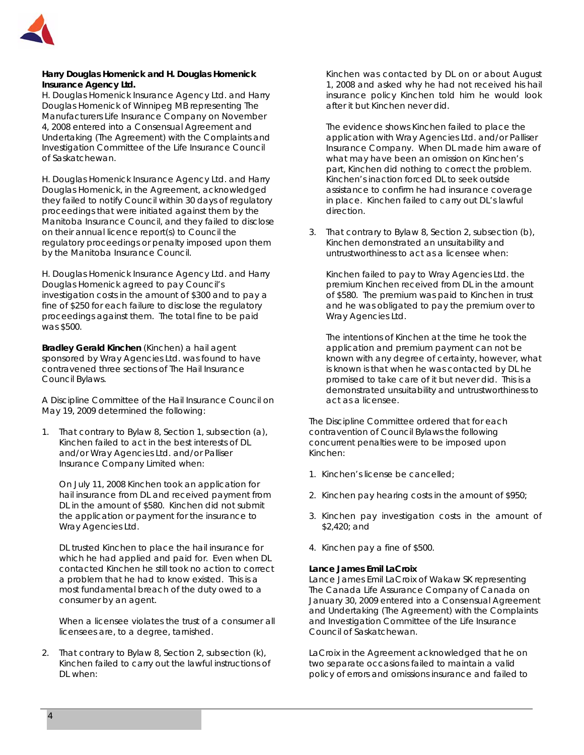**Harry Douglas Homenick and H. Douglas Homenick Insurance Agency Ltd.**
H. Douglas Homenick Insurance Agency Ltd. and Harry Douglas Homenick of Winnipeg MB representing The Manufacturers Life Insurance Company on November 4, 2008 entered into a Consensual Agreement and Undertaking (The Agreement) with the Complaints and Investigation Committee of the Life Insurance Council of Saskatchewan.

H. Douglas Homenick Insurance Agency Ltd. and Harry Douglas Homenick, in the Agreement, acknowledged they failed to notify Council within 30 days of regulatory proceedings that were initiated against them by the Manitoba Insurance Council, and they failed to disclose on their annual licence report(s) to Council the regulatory proceedings or penalty imposed upon them by the Manitoba Insurance Council.

H. Douglas Homenick Insurance Agency Ltd. and Harry Douglas Homenick agreed to pay Council's investigation costs in the amount of $300 and to pay a fine of $250 for each failure to disclose the regulatory proceedings against them. The total fine to be paid was $500.

**Bradley Gerald Kinchen** (Kinchen) a hail agent sponsored by Wray Agencies Ltd. was found to have contravened three sections of The Hail Insurance Council Bylaws.

A Discipline Committee of the Hail Insurance Council on May 19, 2009 determined the following:

1. That contrary to Bylaw 8, Section 1, subsection (a), Kinchen failed to act in the best interests of DL and/or Wray Agencies Ltd. and/or Palliser Insurance Company Limited when:

   On July 11, 2008 Kinchen took an application for hail insurance from DL and received payment from DL in the amount of $580. Kinchen did not submit the application or payment for the insurance to Wray Agencies Ltd.

   DL trusted Kinchen to place the hail insurance for which he had applied and paid for. Even when DL contacted Kinchen he still took no action to correct a problem that he had to know existed. This is a most fundamental breach of the duty owed to a consumer by an agent.

   When a licensee violates the trust of a consumer all licensees are, to a degree, tarnished.

2. That contrary to Bylaw 8, Section 2, subsection (k), Kinchen failed to carry out the lawful instructions of DL when:

   Kinchen was contacted by DL on or about August 1, 2008 and asked why he had not received his hail insurance policy Kinchen told him he would look after it but Kinchen never did.

   The evidence shows Kinchen failed to place the application with Wray Agencies Ltd. and/or Palliser Insurance Company. When DL made him aware of what may have been an omission on Kinchen's part, Kinchen did nothing to correct the problem. Kinchen's inaction forced DL to seek outside assistance to confirm he had insurance coverage in place. Kinchen failed to carry out DL's lawful direction.

3. That contrary to Bylaw 8, Section 2, subsection (b), Kinchen demonstrated an unsuitability and untrustworthiness to act as a licensee when:

   Kinchen failed to pay to Wray Agencies Ltd. the premium Kinchen received from DL in the amount of $580. The premium was paid to Kinchen in trust and he was obligated to pay the premium over to Wray Agencies Ltd.

   The intentions of Kinchen at the time he took the application and premium payment can not be known with any degree of certainty, however, what is known is that when he was contacted by DL he promised to take care of it but never did. This is a demonstrated unsuitability and untrustworthiness to act as a licensee.

The Discipline Committee ordered that for each contravention of Council Bylaws the following concurrent penalties were to be imposed upon Kinchen:

1. Kinchen's license be cancelled;
2. Kinchen pay hearing costs in the amount of $950;
3. Kinchen pay investigation costs in the amount of $2,420; and
4. Kinchen pay a fine of $500.

**Lance James Emil LaCroix**
Lance James Emil LaCroix of Wakaw SK representing The Canada Life Assurance Company of Canada on January 30, 2009 entered into a Consensual Agreement and Undertaking (The Agreement) with the Complaints and Investigation Committee of the Life Insurance Council of Saskatchewan.

LaCroix in the Agreement acknowledged that he on two separate occasions failed to maintain a valid policy of errors and omissions insurance and failed to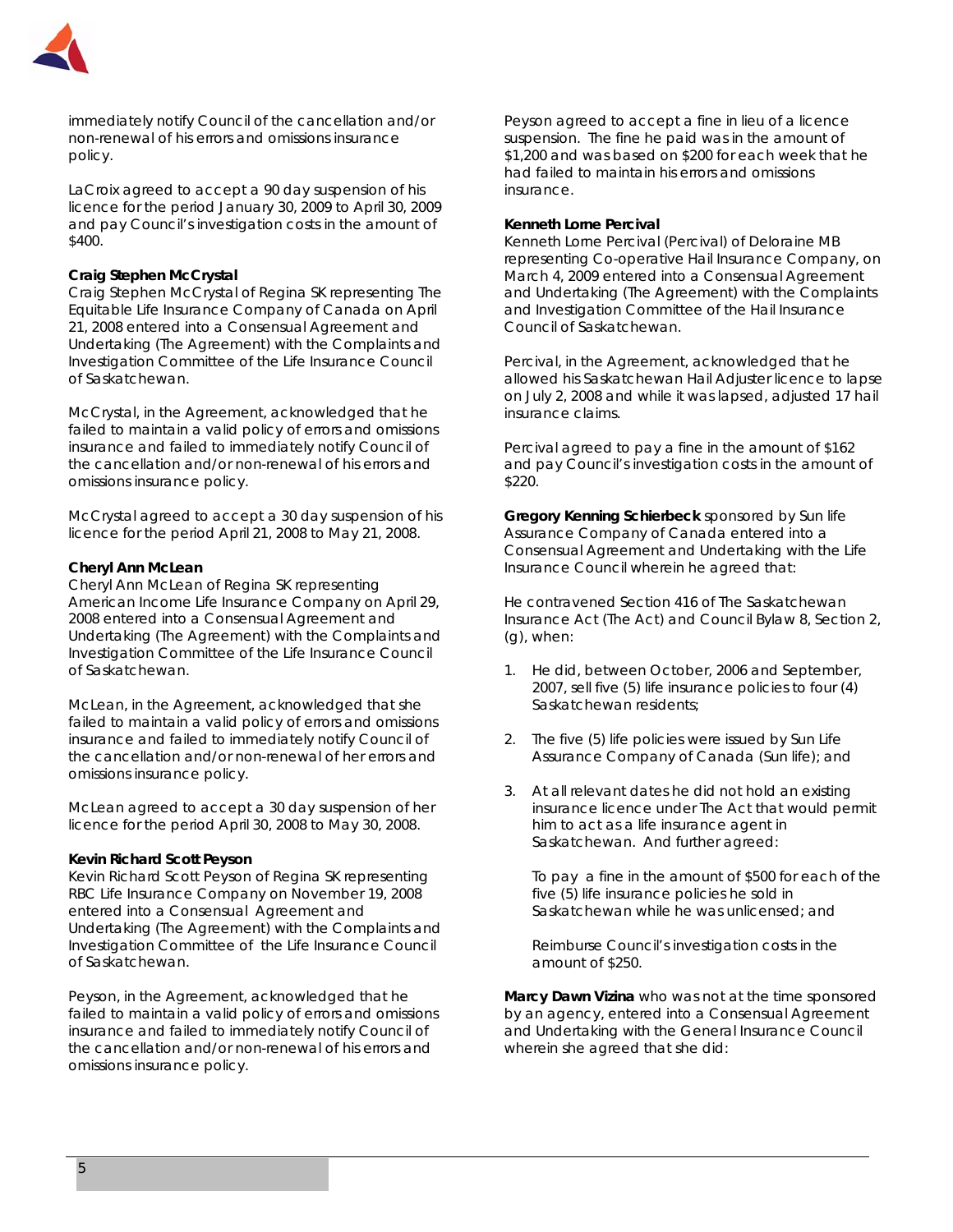immediately notify Council of the cancellation and/or non-renewal of his errors and omissions insurance policy.

LaCroix agreed to accept a 90 day suspension of his licence for the period January 30, 2009 to April 30, 2009 and pay Council's investigation costs in the amount of $400.

**Craig Stephen McCrystal**

Craig Stephen McCrystal of Regina SK representing The Equitable Life Insurance Company of Canada on April 21, 2008 entered into a Consensual Agreement and Undertaking (The Agreement) with the Complaints and Investigation Committee of the Life Insurance Council of Saskatchewan.

McCrystal, in the Agreement, acknowledged that he failed to maintain a valid policy of errors and omissions insurance and failed to immediately notify Council of the cancellation and/or non-renewal of his errors and omissions insurance policy.

McCrystal agreed to accept a 30 day suspension of his licence for the period April 21, 2008 to May 21, 2008.

**Cheryl Ann McLean**

Cheryl Ann McLean of Regina SK representing American Income Life Insurance Company on April 29, 2008 entered into a Consensual Agreement and Undertaking (The Agreement) with the Complaints and Investigation Committee of the Life Insurance Council of Saskatchewan.

McLean, in the Agreement, acknowledged that she failed to maintain a valid policy of errors and omissions insurance and failed to immediately notify Council of the cancellation and/or non-renewal of her errors and omissions insurance policy.

McLean agreed to accept a 30 day suspension of her licence for the period April 30, 2008 to May 30, 2008.

**Kevin Richard Scott Peyson**

Kevin Richard Scott Peyson of Regina SK representing RBC Life Insurance Company on November 19, 2008 entered into a Consensual Agreement and Undertaking (The Agreement) with the Complaints and Investigation Committee of the Life Insurance Council of Saskatchewan.

Peyson, in the Agreement, acknowledged that he failed to maintain a valid policy of errors and omissions insurance and failed to immediately notify Council of the cancellation and/or non-renewal of his errors and omissions insurance policy.

Peyson agreed to accept a fine in lieu of a licence suspension. The fine he paid was in the amount of $1,200 and was based on $200 for each week that he had failed to maintain his errors and omissions insurance.

**Kenneth Lorne Percival**

Kenneth Lorne Percival (Percival) of Deloraine MB representing Co-operative Hail Insurance Company, on March 4, 2009 entered into a Consensual Agreement and Undertaking (The Agreement) with the Complaints and Investigation Committee of the Hail Insurance Council of Saskatchewan.

Percival, in the Agreement, acknowledged that he allowed his Saskatchewan Hail Adjuster licence to lapse on July 2, 2008 and while it was lapsed, adjusted 17 hail insurance claims.

Percival agreed to pay a fine in the amount of $162 and pay Council's investigation costs in the amount of $220.

**Gregory Kenning Schierbeck** sponsored by Sun life Assurance Company of Canada entered into a Consensual Agreement and Undertaking with the Life Insurance Council wherein he agreed that:

He contravened Section 416 of The Saskatchewan Insurance Act (The Act) and Council Bylaw 8, Section 2, (g), when:

1. He did, between October, 2006 and September, 2007, sell five (5) life insurance policies to four (4) Saskatchewan residents;
2. The five (5) life policies were issued by Sun Life Assurance Company of Canada (Sun life); and
3. At all relevant dates he did not hold an existing insurance licence under The Act that would permit him to act as a life insurance agent in Saskatchewan. And further agreed:

   To pay a fine in the amount of $500 for each of the five (5) life insurance policies he sold in Saskatchewan while he was unlicensed; and

   Reimburse Council's investigation costs in the amount of $250.

**Marcy Dawn Vizina** who was not at the time sponsored by an agency, entered into a Consensual Agreement and Undertaking with the General Insurance Council wherein she agreed that she did: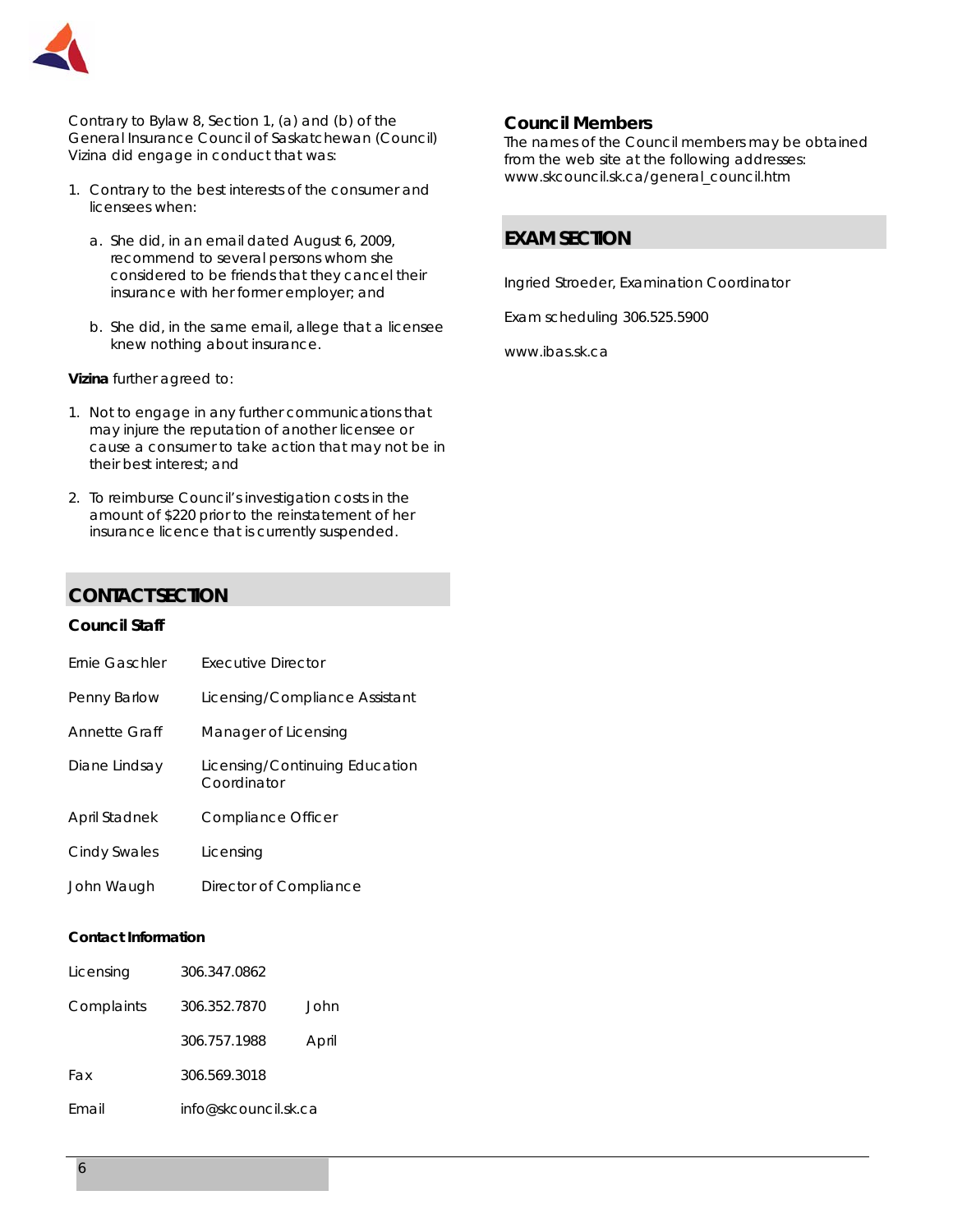Contrary to Bylaw 8, Section 1, (a) and (b) of the General Insurance Council of Saskatchewan (Council) Vizina did engage in conduct that was:

1. Contrary to the best interests of the consumer and licensees when:

   a. She did, in an email dated August 6, 2009, recommend to several persons whom she considered to be friends that they cancel their insurance with her former employer; and

   b. She did, in the same email, allege that a licensee knew nothing about insurance.

**Vizina** further agreed to:

1. Not to engage in any further communications that may injure the reputation of another licensee or cause a consumer to take action that may not be in their best interest; and

2. To reimburse Council's investigation costs in the amount of $220 prior to the reinstatement of her insurance licence that is currently suspended.

## CONTACT SECTION

### Council Staff

| | |
|---|---|
| Ernie Gaschler | Executive Director |
| Penny Barlow | Licensing/Compliance Assistant |
| Annette Graff | Manager of Licensing |
| Diane Lindsay | Licensing/Continuing Education Coordinator |
| April Stadnek | Compliance Officer |
| Cindy Swales | Licensing |
| John Waugh | Director of Compliance |

### Contact Information

| | | |
|---|---|---|
| Licensing | 306.347.0862 | |
| Complaints | 306.352.7870 | John |
| | 306.757.1988 | April |
| Fax | 306.569.3018 | |
| Email | info@skcouncil.sk.ca | |

### Council Members

The names of the Council members may be obtained from the web site at the following addresses: www.skcouncil.sk.ca/general_council.htm

## EXAM SECTION

Ingried Stroeder, Examination Coordinator

Exam scheduling 306.525.5900

www.ibas.sk.ca